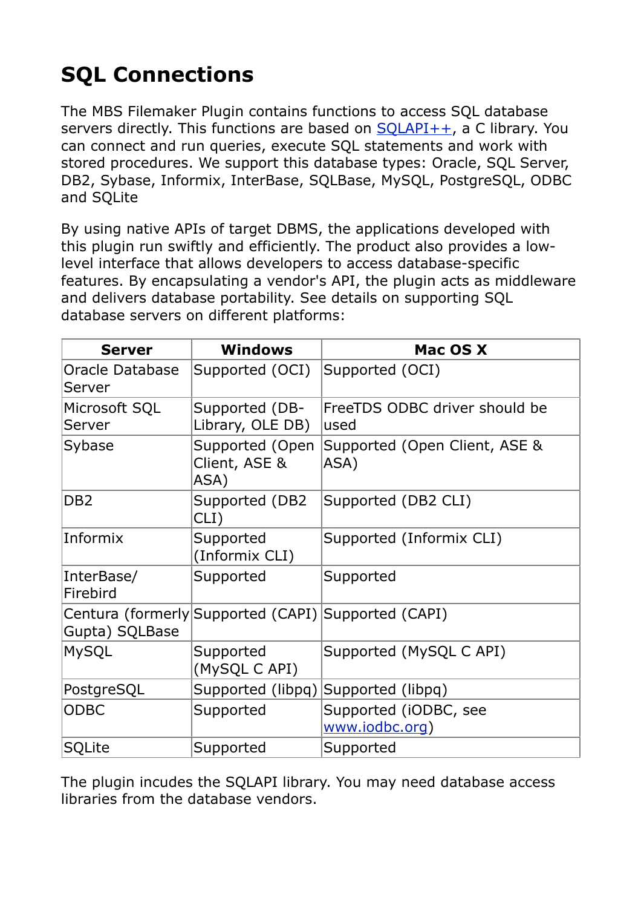# SQL Connections

The MBS Filemaker Plugin contains functions to access SQL database servers directly. This functions are based on [SQLAPI++](), a C library. You can connect and run queries, execute SQL statements and work with stored procedures. We support this database types: Oracle, SQL Server, DB2, Sybase, Informix, InterBase, SQLBase, MySQL, PostgreSQL, ODBC and SQLite

By using native APIs of target DBMS, the applications developed with this plugin run swiftly and efficiently. The product also provides a low-level interface that allows developers to access database-specific features. By encapsulating a vendor's API, the plugin acts as middleware and delivers database portability. See details on supporting SQL database servers on different platforms:

| Server | Windows | Mac OS X |
|---|---|---|
| Oracle Database Server | Supported (OCI) | Supported (OCI) |
| Microsoft SQL Server | Supported (DB-Library, OLE DB) | FreeTDS ODBC driver should be used |
| Sybase | Supported (Open Client, ASE & ASA) | Supported (Open Client, ASE & ASA) |
| DB2 | Supported (DB2 CLI) | Supported (DB2 CLI) |
| Informix | Supported (Informix CLI) | Supported (Informix CLI) |
| InterBase/ Firebird | Supported | Supported |
| Centura (formerly Gupta) SQLBase | Supported (CAPI) | Supported (CAPI) |
| MySQL | Supported (MySQL C API) | Supported (MySQL C API) |
| PostgreSQL | Supported (libpq) | Supported (libpq) |
| ODBC | Supported | Supported (iODBC, see www.iodbc.org) |
| SQLite | Supported | Supported |

The plugin incudes the SQLAPI library. You may need database access libraries from the database vendors.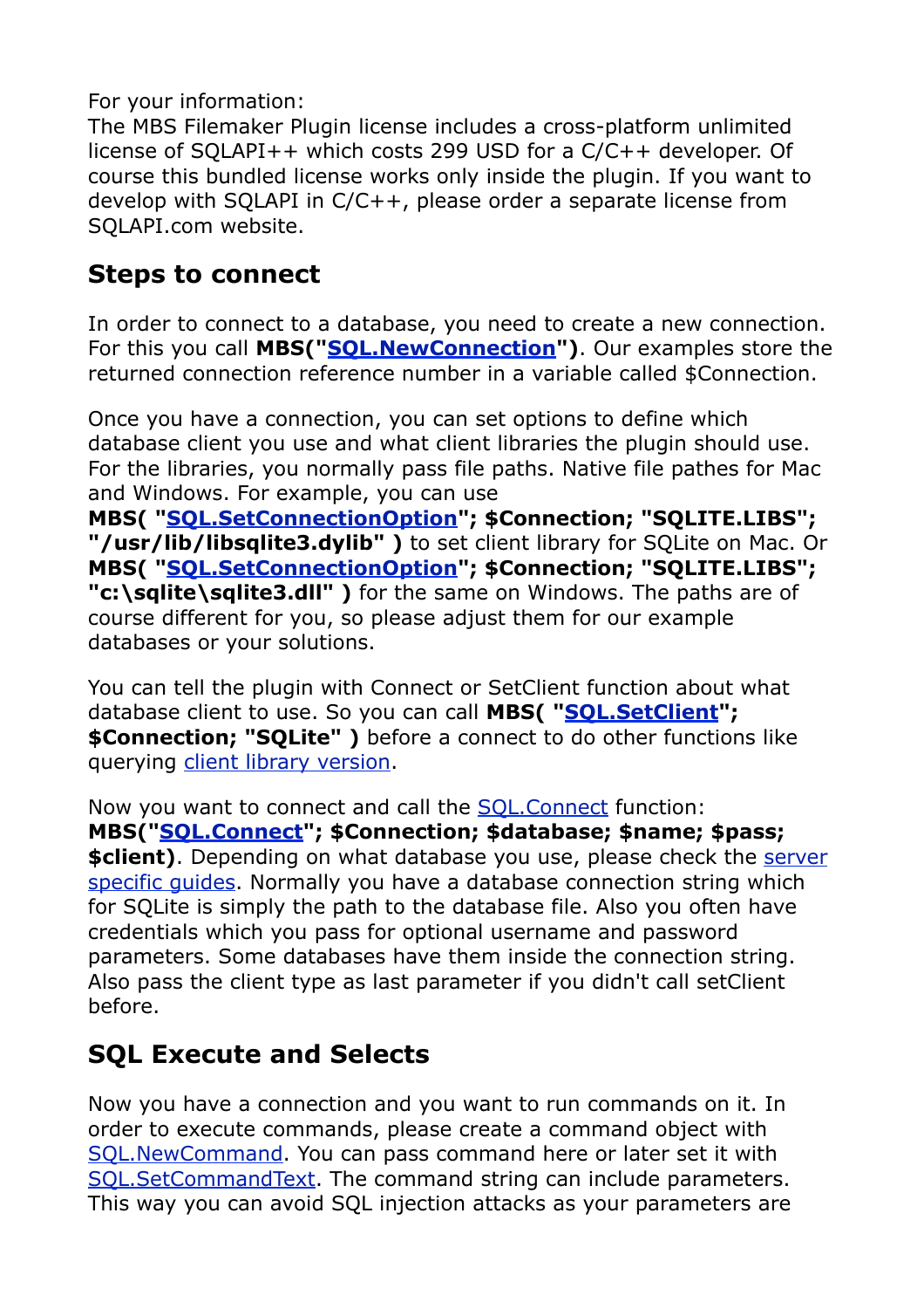For your information:
The MBS Filemaker Plugin license includes a cross-platform unlimited license of SQLAPI++ which costs 299 USD for a C/C++ developer. Of course this bundled license works only inside the plugin. If you want to develop with SQLAPI in C/C++, please order a separate license from SQLAPI.com website.

## Steps to connect

In order to connect to a database, you need to create a new connection. For this you call **MBS("SQL.NewConnection")**. Our examples store the returned connection reference number in a variable called $Connection.

Once you have a connection, you can set options to define which database client you use and what client libraries the plugin should use. For the libraries, you normally pass file paths. Native file pathes for Mac and Windows. For example, you can use **MBS( "SQL.SetConnectionOption"; $Connection; "SQLITE.LIBS"; "/usr/lib/libsqlite3.dylib" )** to set client library for SQLite on Mac. Or **MBS( "SQL.SetConnectionOption"; $Connection; "SQLITE.LIBS"; "c:\sqlite\sqlite3.dll" )** for the same on Windows. The paths are of course different for you, so please adjust them for our example databases or your solutions.

You can tell the plugin with Connect or SetClient function about what database client to use. So you can call **MBS( "SQL.SetClient"; $Connection; "SQLite" )** before a connect to do other functions like querying client library version.

Now you want to connect and call the SQL.Connect function: **MBS("SQL.Connect"; $Connection; $database; $name; $pass; $client)**. Depending on what database you use, please check the server specific guides. Normally you have a database connection string which for SQLite is simply the path to the database file. Also you often have credentials which you pass for optional username and password parameters. Some databases have them inside the connection string. Also pass the client type as last parameter if you didn't call setClient before.

## SQL Execute and Selects

Now you have a connection and you want to run commands on it. In order to execute commands, please create a command object with SQL.NewCommand. You can pass command here or later set it with SQL.SetCommandText. The command string can include parameters. This way you can avoid SQL injection attacks as your parameters are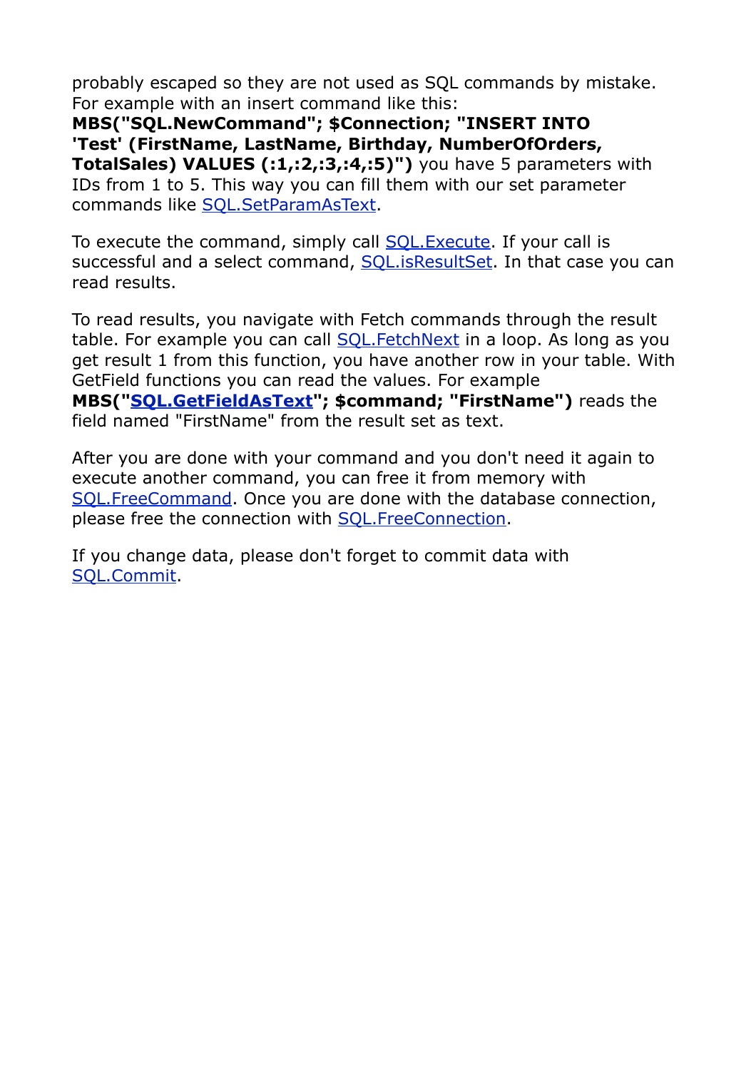probably escaped so they are not used as SQL commands by mistake. For example with an insert command like this:
**MBS("SQL.NewCommand"; $Connection; "INSERT INTO 'Test' (FirstName, LastName, Birthday, NumberOfOrders, TotalSales) VALUES (:1,:2,:3,:4,:5)")** you have 5 parameters with IDs from 1 to 5. This way you can fill them with our set parameter commands like SQL.SetParamAsText.

To execute the command, simply call SQL.Execute. If your call is successful and a select command, SQL.isResultSet. In that case you can read results.

To read results, you navigate with Fetch commands through the result table. For example you can call SQL.FetchNext in a loop. As long as you get result 1 from this function, you have another row in your table. With GetField functions you can read the values. For example **MBS("SQL.GetFieldAsText"; $command; "FirstName")** reads the field named "FirstName" from the result set as text.

After you are done with your command and you don't need it again to execute another command, you can free it from memory with SQL.FreeCommand. Once you are done with the database connection, please free the connection with SQL.FreeConnection.

If you change data, please don't forget to commit data with SQL.Commit.